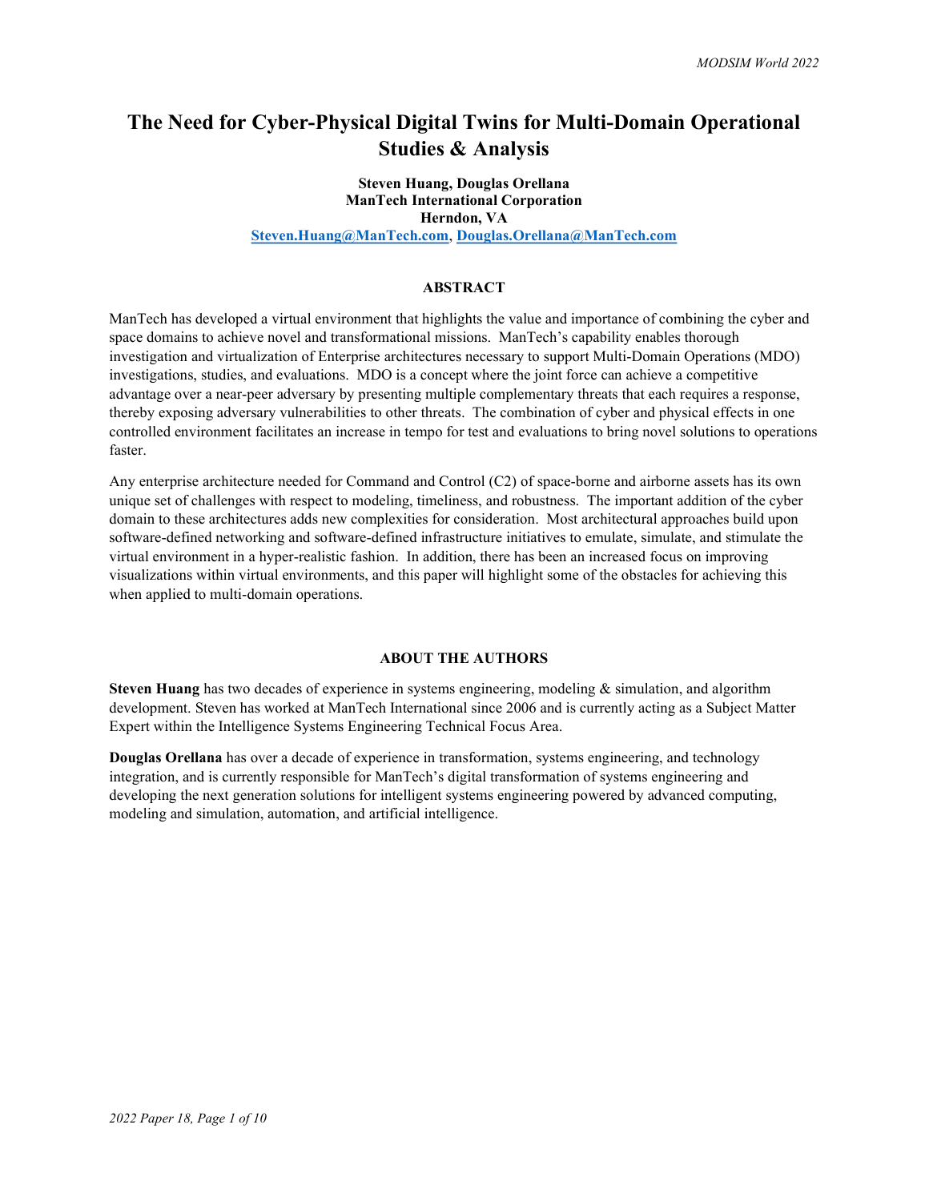# The Need for Cyber-Physical Digital Twins for Multi-Domain Operational Studies & Analysis

**Steven Huang, Douglas Orellana**
**ManTech International Corporation**
**Herndon, VA**
**Steven.Huang@ManTech.com, Douglas.Orellana@ManTech.com**

## ABSTRACT

ManTech has developed a virtual environment that highlights the value and importance of combining the cyber and space domains to achieve novel and transformational missions. ManTech's capability enables thorough investigation and virtualization of Enterprise architectures necessary to support Multi-Domain Operations (MDO) investigations, studies, and evaluations. MDO is a concept where the joint force can achieve a competitive advantage over a near-peer adversary by presenting multiple complementary threats that each requires a response, thereby exposing adversary vulnerabilities to other threats. The combination of cyber and physical effects in one controlled environment facilitates an increase in tempo for test and evaluations to bring novel solutions to operations faster.

Any enterprise architecture needed for Command and Control (C2) of space-borne and airborne assets has its own unique set of challenges with respect to modeling, timeliness, and robustness. The important addition of the cyber domain to these architectures adds new complexities for consideration. Most architectural approaches build upon software-defined networking and software-defined infrastructure initiatives to emulate, simulate, and stimulate the virtual environment in a hyper-realistic fashion. In addition, there has been an increased focus on improving visualizations within virtual environments, and this paper will highlight some of the obstacles for achieving this when applied to multi-domain operations.

## ABOUT THE AUTHORS

**Steven Huang** has two decades of experience in systems engineering, modeling & simulation, and algorithm development. Steven has worked at ManTech International since 2006 and is currently acting as a Subject Matter Expert within the Intelligence Systems Engineering Technical Focus Area.

**Douglas Orellana** has over a decade of experience in transformation, systems engineering, and technology integration, and is currently responsible for ManTech's digital transformation of systems engineering and developing the next generation solutions for intelligent systems engineering powered by advanced computing, modeling and simulation, automation, and artificial intelligence.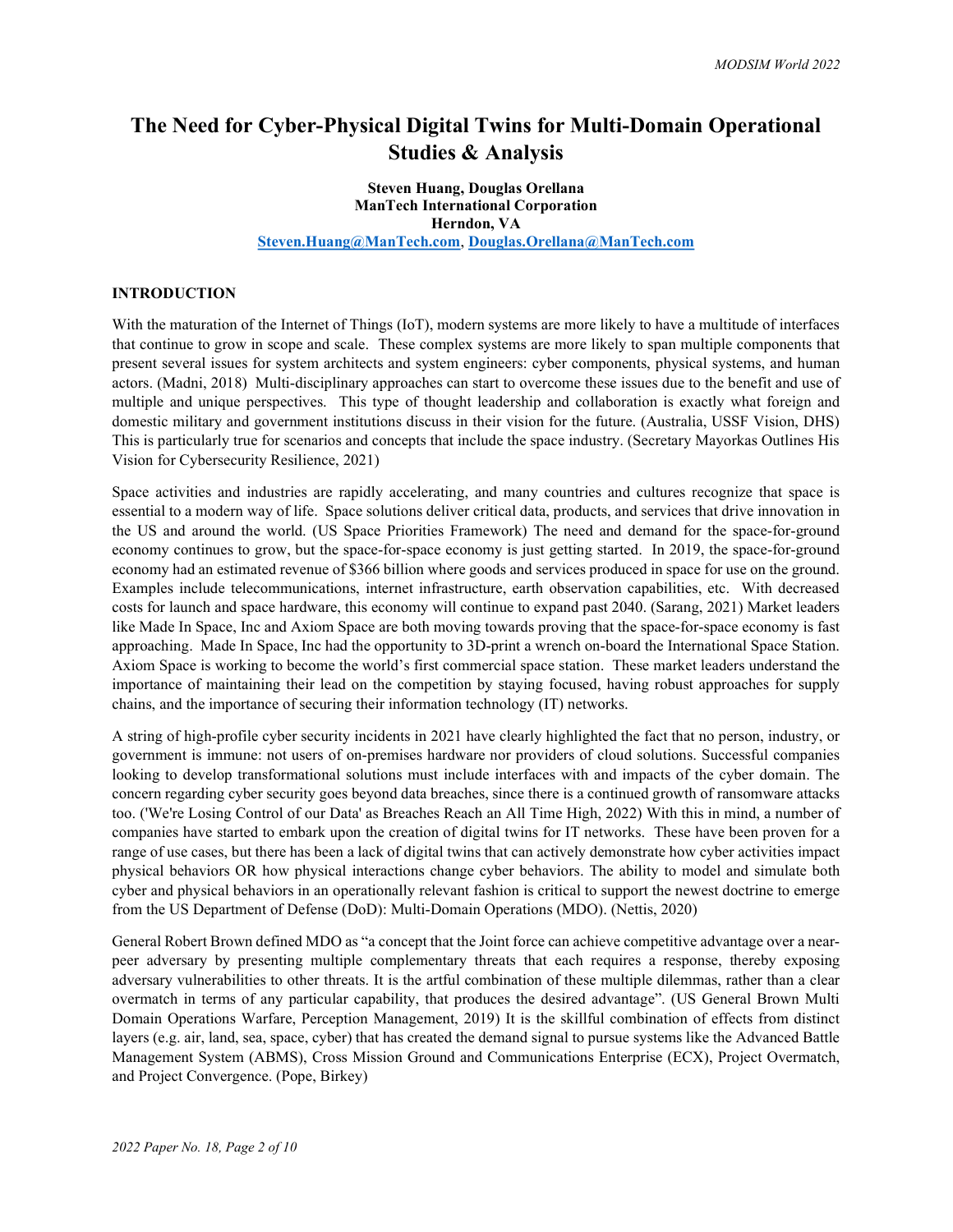# The Need for Cyber-Physical Digital Twins for Multi-Domain Operational Studies & Analysis

**Steven Huang, Douglas Orellana**
**ManTech International Corporation**
**Herndon, VA**
**Steven.Huang@ManTech.com, Douglas.Orellana@ManTech.com**

## INTRODUCTION

With the maturation of the Internet of Things (IoT), modern systems are more likely to have a multitude of interfaces that continue to grow in scope and scale. These complex systems are more likely to span multiple components that present several issues for system architects and system engineers: cyber components, physical systems, and human actors. (Madni, 2018) Multi-disciplinary approaches can start to overcome these issues due to the benefit and use of multiple and unique perspectives. This type of thought leadership and collaboration is exactly what foreign and domestic military and government institutions discuss in their vision for the future. (Australia, USSF Vision, DHS) This is particularly true for scenarios and concepts that include the space industry. (Secretary Mayorkas Outlines His Vision for Cybersecurity Resilience, 2021)

Space activities and industries are rapidly accelerating, and many countries and cultures recognize that space is essential to a modern way of life. Space solutions deliver critical data, products, and services that drive innovation in the US and around the world. (US Space Priorities Framework) The need and demand for the space-for-ground economy continues to grow, but the space-for-space economy is just getting started. In 2019, the space-for-ground economy had an estimated revenue of $366 billion where goods and services produced in space for use on the ground. Examples include telecommunications, internet infrastructure, earth observation capabilities, etc. With decreased costs for launch and space hardware, this economy will continue to expand past 2040. (Sarang, 2021) Market leaders like Made In Space, Inc and Axiom Space are both moving towards proving that the space-for-space economy is fast approaching. Made In Space, Inc had the opportunity to 3D-print a wrench on-board the International Space Station. Axiom Space is working to become the world's first commercial space station. These market leaders understand the importance of maintaining their lead on the competition by staying focused, having robust approaches for supply chains, and the importance of securing their information technology (IT) networks.

A string of high-profile cyber security incidents in 2021 have clearly highlighted the fact that no person, industry, or government is immune: not users of on-premises hardware nor providers of cloud solutions. Successful companies looking to develop transformational solutions must include interfaces with and impacts of the cyber domain. The concern regarding cyber security goes beyond data breaches, since there is a continued growth of ransomware attacks too. ('We're Losing Control of our Data' as Breaches Reach an All Time High, 2022) With this in mind, a number of companies have started to embark upon the creation of digital twins for IT networks. These have been proven for a range of use cases, but there has been a lack of digital twins that can actively demonstrate how cyber activities impact physical behaviors OR how physical interactions change cyber behaviors. The ability to model and simulate both cyber and physical behaviors in an operationally relevant fashion is critical to support the newest doctrine to emerge from the US Department of Defense (DoD): Multi-Domain Operations (MDO). (Nettis, 2020)

General Robert Brown defined MDO as "a concept that the Joint force can achieve competitive advantage over a near-peer adversary by presenting multiple complementary threats that each requires a response, thereby exposing adversary vulnerabilities to other threats. It is the artful combination of these multiple dilemmas, rather than a clear overmatch in terms of any particular capability, that produces the desired advantage". (US General Brown Multi Domain Operations Warfare, Perception Management, 2019) It is the skillful combination of effects from distinct layers (e.g. air, land, sea, space, cyber) that has created the demand signal to pursue systems like the Advanced Battle Management System (ABMS), Cross Mission Ground and Communications Enterprise (ECX), Project Overmatch, and Project Convergence. (Pope, Birkey)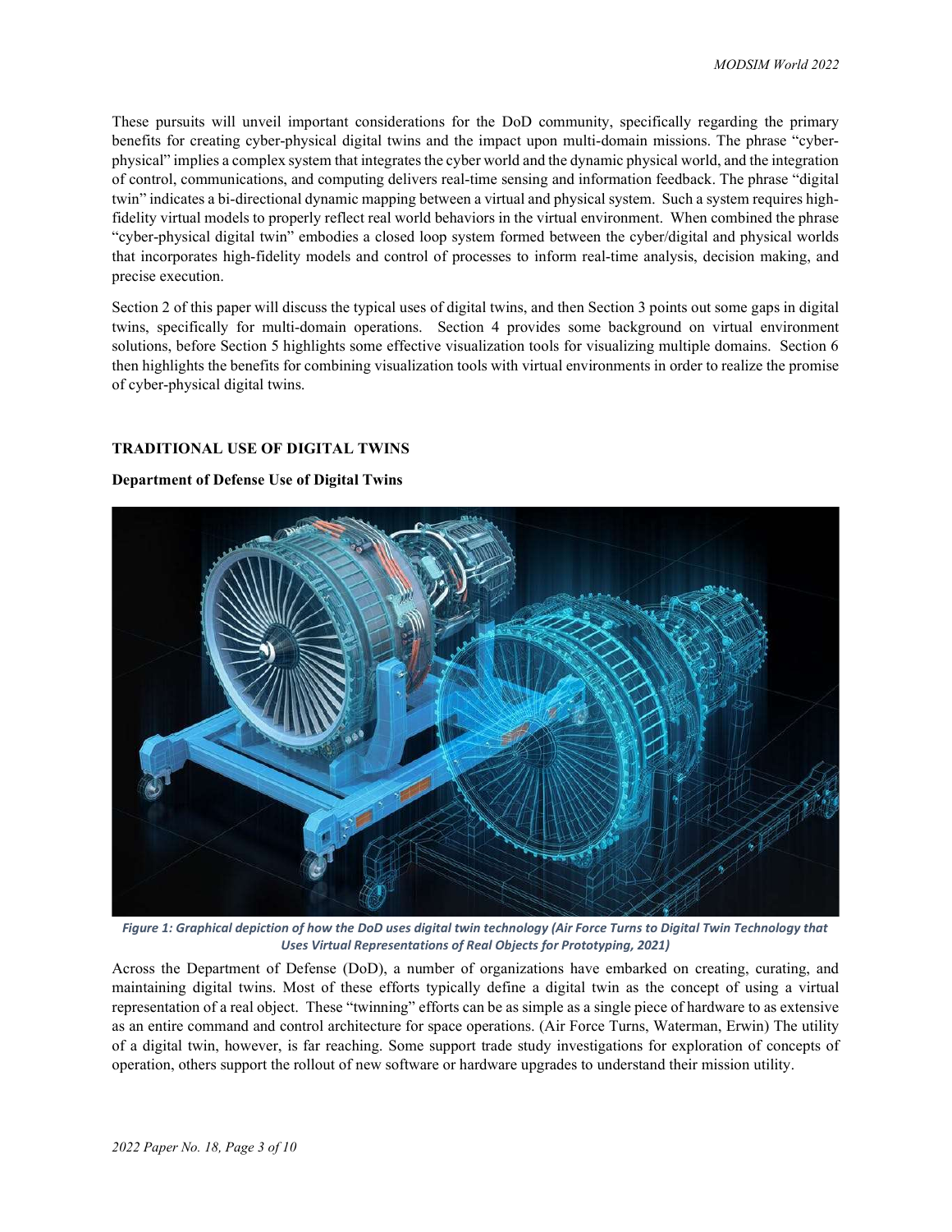These pursuits will unveil important considerations for the DoD community, specifically regarding the primary benefits for creating cyber-physical digital twins and the impact upon multi-domain missions. The phrase "cyber-physical" implies a complex system that integrates the cyber world and the dynamic physical world, and the integration of control, communications, and computing delivers real-time sensing and information feedback. The phrase "digital twin" indicates a bi-directional dynamic mapping between a virtual and physical system. Such a system requires high-fidelity virtual models to properly reflect real world behaviors in the virtual environment. When combined the phrase "cyber-physical digital twin" embodies a closed loop system formed between the cyber/digital and physical worlds that incorporates high-fidelity models and control of processes to inform real-time analysis, decision making, and precise execution.

Section 2 of this paper will discuss the typical uses of digital twins, and then Section 3 points out some gaps in digital twins, specifically for multi-domain operations. Section 4 provides some background on virtual environment solutions, before Section 5 highlights some effective visualization tools for visualizing multiple domains. Section 6 then highlights the benefits for combining visualization tools with virtual environments in order to realize the promise of cyber-physical digital twins.

## TRADITIONAL USE OF DIGITAL TWINS

### Department of Defense Use of Digital Twins

*Figure 1: Graphical depiction of how the DoD uses digital twin technology (Air Force Turns to Digital Twin Technology that Uses Virtual Representations of Real Objects for Prototyping, 2021)*

Across the Department of Defense (DoD), a number of organizations have embarked on creating, curating, and maintaining digital twins. Most of these efforts typically define a digital twin as the concept of using a virtual representation of a real object. These "twinning" efforts can be as simple as a single piece of hardware to as extensive as an entire command and control architecture for space operations. (Air Force Turns, Waterman, Erwin) The utility of a digital twin, however, is far reaching. Some support trade study investigations for exploration of concepts of operation, others support the rollout of new software or hardware upgrades to understand their mission utility.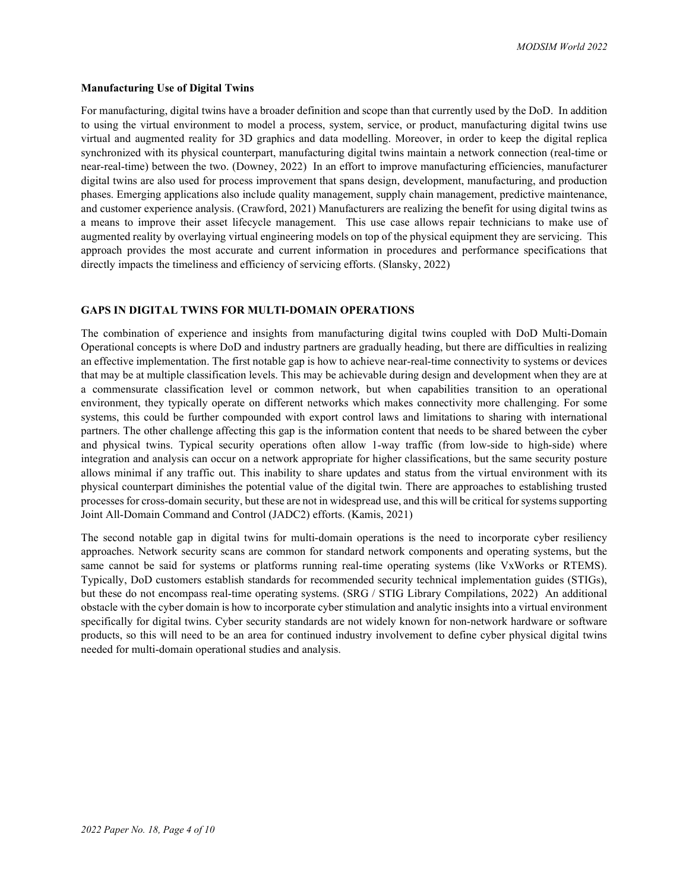### Manufacturing Use of Digital Twins

For manufacturing, digital twins have a broader definition and scope than that currently used by the DoD. In addition to using the virtual environment to model a process, system, service, or product, manufacturing digital twins use virtual and augmented reality for 3D graphics and data modelling. Moreover, in order to keep the digital replica synchronized with its physical counterpart, manufacturing digital twins maintain a network connection (real-time or near-real-time) between the two. (Downey, 2022) In an effort to improve manufacturing efficiencies, manufacturer digital twins are also used for process improvement that spans design, development, manufacturing, and production phases. Emerging applications also include quality management, supply chain management, predictive maintenance, and customer experience analysis. (Crawford, 2021) Manufacturers are realizing the benefit for using digital twins as a means to improve their asset lifecycle management. This use case allows repair technicians to make use of augmented reality by overlaying virtual engineering models on top of the physical equipment they are servicing. This approach provides the most accurate and current information in procedures and performance specifications that directly impacts the timeliness and efficiency of servicing efforts. (Slansky, 2022)

## GAPS IN DIGITAL TWINS FOR MULTI-DOMAIN OPERATIONS

The combination of experience and insights from manufacturing digital twins coupled with DoD Multi-Domain Operational concepts is where DoD and industry partners are gradually heading, but there are difficulties in realizing an effective implementation. The first notable gap is how to achieve near-real-time connectivity to systems or devices that may be at multiple classification levels. This may be achievable during design and development when they are at a commensurate classification level or common network, but when capabilities transition to an operational environment, they typically operate on different networks which makes connectivity more challenging. For some systems, this could be further compounded with export control laws and limitations to sharing with international partners. The other challenge affecting this gap is the information content that needs to be shared between the cyber and physical twins. Typical security operations often allow 1-way traffic (from low-side to high-side) where integration and analysis can occur on a network appropriate for higher classifications, but the same security posture allows minimal if any traffic out. This inability to share updates and status from the virtual environment with its physical counterpart diminishes the potential value of the digital twin. There are approaches to establishing trusted processes for cross-domain security, but these are not in widespread use, and this will be critical for systems supporting Joint All-Domain Command and Control (JADC2) efforts. (Kamis, 2021)

The second notable gap in digital twins for multi-domain operations is the need to incorporate cyber resiliency approaches. Network security scans are common for standard network components and operating systems, but the same cannot be said for systems or platforms running real-time operating systems (like VxWorks or RTEMS). Typically, DoD customers establish standards for recommended security technical implementation guides (STIGs), but these do not encompass real-time operating systems. (SRG / STIG Library Compilations, 2022) An additional obstacle with the cyber domain is how to incorporate cyber stimulation and analytic insights into a virtual environment specifically for digital twins. Cyber security standards are not widely known for non-network hardware or software products, so this will need to be an area for continued industry involvement to define cyber physical digital twins needed for multi-domain operational studies and analysis.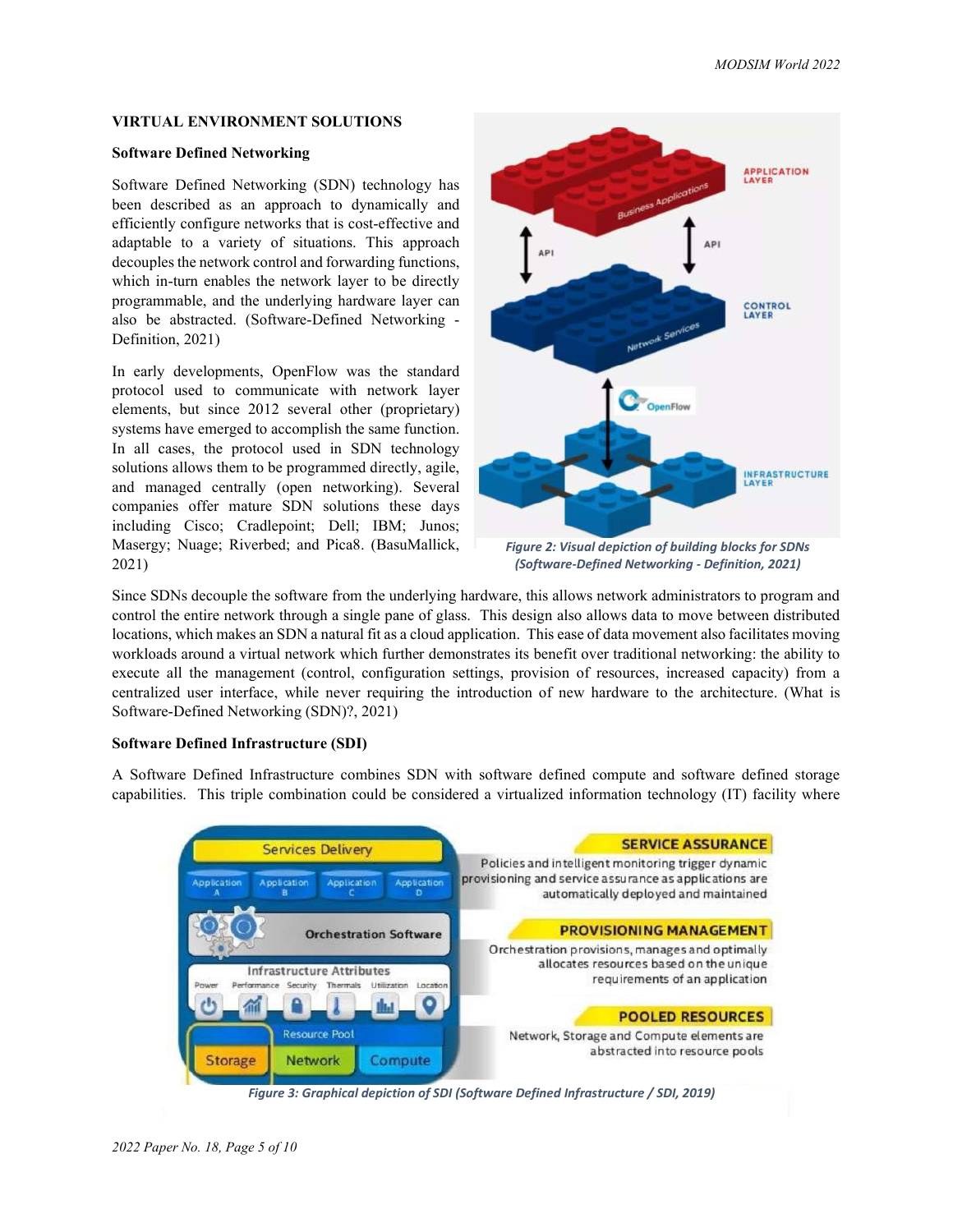## VIRTUAL ENVIRONMENT SOLUTIONS

### Software Defined Networking

Software Defined Networking (SDN) technology has been described as an approach to dynamically and efficiently configure networks that is cost-effective and adaptable to a variety of situations. This approach decouples the network control and forwarding functions, which in-turn enables the network layer to be directly programmable, and the underlying hardware layer can also be abstracted. (Software-Defined Networking - Definition, 2021)

In early developments, OpenFlow was the standard protocol used to communicate with network layer elements, but since 2012 several other (proprietary) systems have emerged to accomplish the same function. In all cases, the protocol used in SDN technology solutions allows them to be programmed directly, agile, and managed centrally (open networking). Several companies offer mature SDN solutions these days including Cisco; Cradlepoint; Dell; IBM; Junos; Masergy; Nuage; Riverbed; and Pica8. (BasuMallick, 2021)

*Figure 2: Visual depiction of building blocks for SDNs (Software-Defined Networking - Definition, 2021)*

Since SDNs decouple the software from the underlying hardware, this allows network administrators to program and control the entire network through a single pane of glass. This design also allows data to move between distributed locations, which makes an SDN a natural fit as a cloud application. This ease of data movement also facilitates moving workloads around a virtual network which further demonstrates its benefit over traditional networking: the ability to execute all the management (control, configuration settings, provision of resources, increased capacity) from a centralized user interface, while never requiring the introduction of new hardware to the architecture. (What is Software-Defined Networking (SDN)?, 2021)

### Software Defined Infrastructure (SDI)

A Software Defined Infrastructure combines SDN with software defined compute and software defined storage capabilities. This triple combination could be considered a virtualized information technology (IT) facility where

*Figure 3: Graphical depiction of SDI (Software Defined Infrastructure / SDI, 2019)*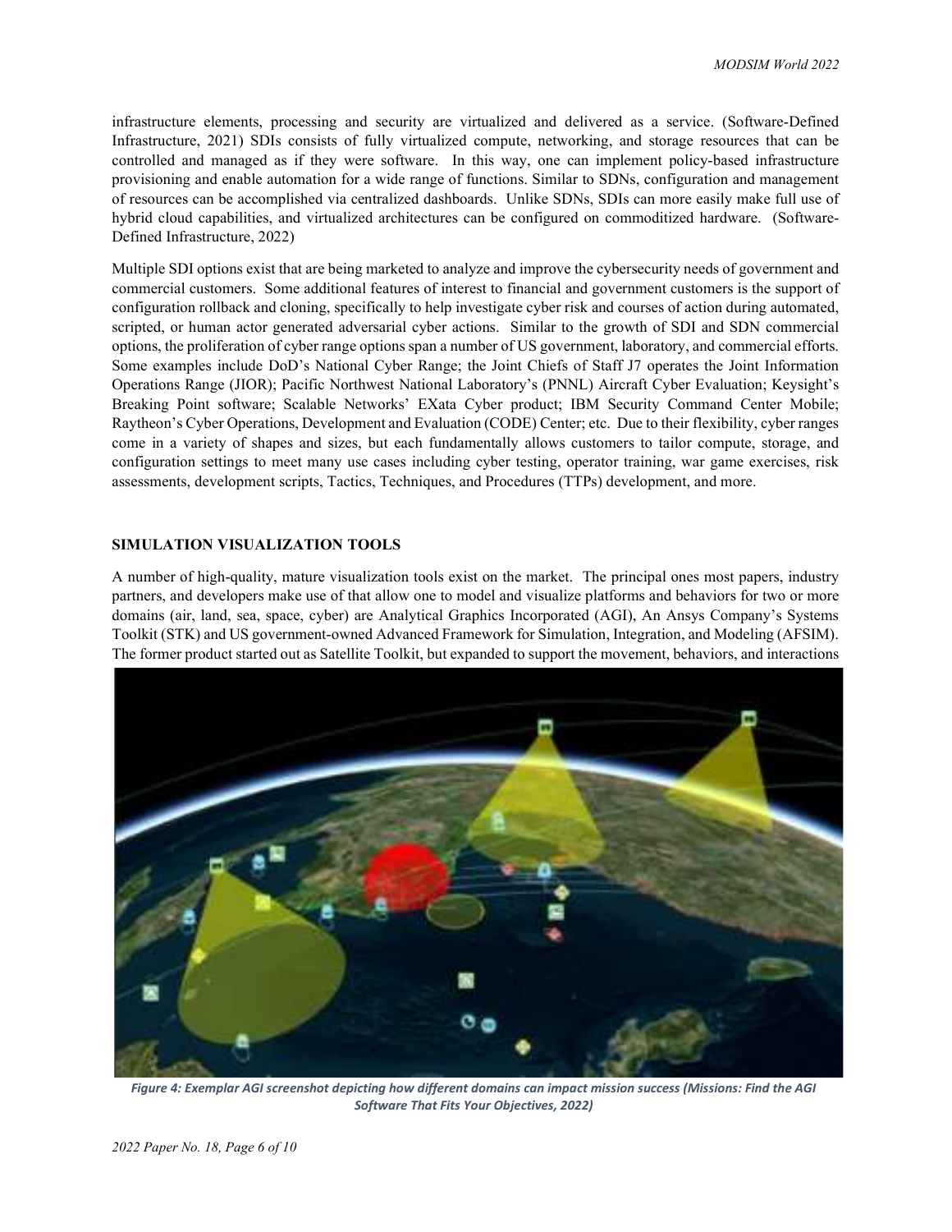infrastructure elements, processing and security are virtualized and delivered as a service. (Software-Defined Infrastructure, 2021) SDIs consists of fully virtualized compute, networking, and storage resources that can be controlled and managed as if they were software. In this way, one can implement policy-based infrastructure provisioning and enable automation for a wide range of functions. Similar to SDNs, configuration and management of resources can be accomplished via centralized dashboards. Unlike SDNs, SDIs can more easily make full use of hybrid cloud capabilities, and virtualized architectures can be configured on commoditized hardware. (Software-Defined Infrastructure, 2022)

Multiple SDI options exist that are being marketed to analyze and improve the cybersecurity needs of government and commercial customers. Some additional features of interest to financial and government customers is the support of configuration rollback and cloning, specifically to help investigate cyber risk and courses of action during automated, scripted, or human actor generated adversarial cyber actions. Similar to the growth of SDI and SDN commercial options, the proliferation of cyber range options span a number of US government, laboratory, and commercial efforts. Some examples include DoD's National Cyber Range; the Joint Chiefs of Staff J7 operates the Joint Information Operations Range (JIOR); Pacific Northwest National Laboratory's (PNNL) Aircraft Cyber Evaluation; Keysight's Breaking Point software; Scalable Networks' EXata Cyber product; IBM Security Command Center Mobile; Raytheon's Cyber Operations, Development and Evaluation (CODE) Center; etc. Due to their flexibility, cyber ranges come in a variety of shapes and sizes, but each fundamentally allows customers to tailor compute, storage, and configuration settings to meet many use cases including cyber testing, operator training, war game exercises, risk assessments, development scripts, Tactics, Techniques, and Procedures (TTPs) development, and more.

## SIMULATION VISUALIZATION TOOLS

A number of high-quality, mature visualization tools exist on the market. The principal ones most papers, industry partners, and developers make use of that allow one to model and visualize platforms and behaviors for two or more domains (air, land, sea, space, cyber) are Analytical Graphics Incorporated (AGI), An Ansys Company's Systems Toolkit (STK) and US government-owned Advanced Framework for Simulation, Integration, and Modeling (AFSIM). The former product started out as Satellite Toolkit, but expanded to support the movement, behaviors, and interactions

*Figure 4: Exemplar AGI screenshot depicting how different domains can impact mission success (Missions: Find the AGI Software That Fits Your Objectives, 2022)*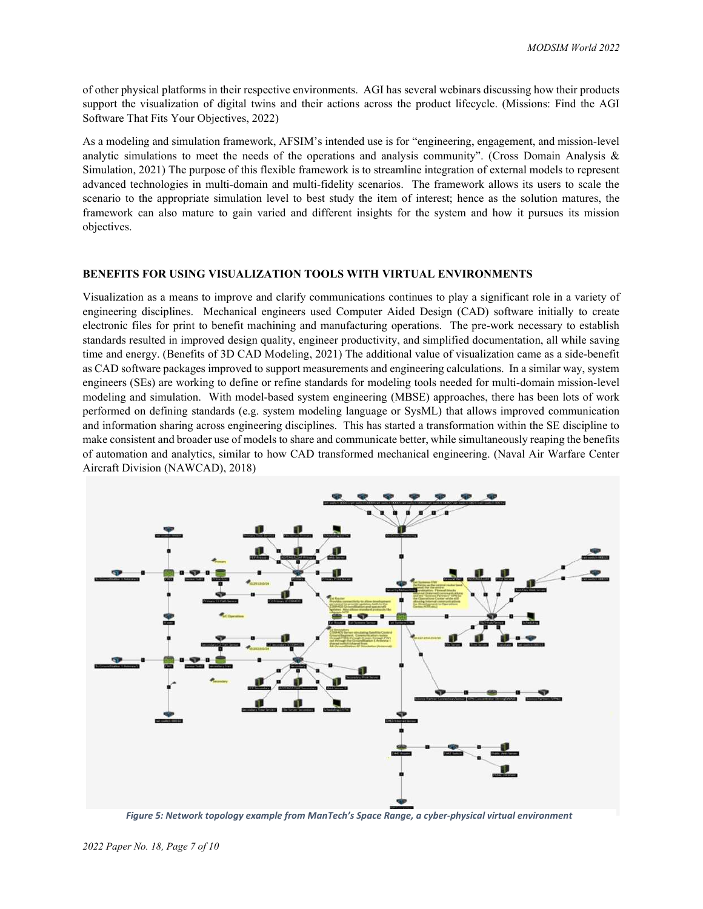of other physical platforms in their respective environments. AGI has several webinars discussing how their products support the visualization of digital twins and their actions across the product lifecycle. (Missions: Find the AGI Software That Fits Your Objectives, 2022)

As a modeling and simulation framework, AFSIM's intended use is for "engineering, engagement, and mission-level analytic simulations to meet the needs of the operations and analysis community". (Cross Domain Analysis & Simulation, 2021) The purpose of this flexible framework is to streamline integration of external models to represent advanced technologies in multi-domain and multi-fidelity scenarios. The framework allows its users to scale the scenario to the appropriate simulation level to best study the item of interest; hence as the solution matures, the framework can also mature to gain varied and different insights for the system and how it pursues its mission objectives.

## BENEFITS FOR USING VISUALIZATION TOOLS WITH VIRTUAL ENVIRONMENTS

Visualization as a means to improve and clarify communications continues to play a significant role in a variety of engineering disciplines. Mechanical engineers used Computer Aided Design (CAD) software initially to create electronic files for print to benefit machining and manufacturing operations. The pre-work necessary to establish standards resulted in improved design quality, engineer productivity, and simplified documentation, all while saving time and energy. (Benefits of 3D CAD Modeling, 2021) The additional value of visualization came as a side-benefit as CAD software packages improved to support measurements and engineering calculations. In a similar way, system engineers (SEs) are working to define or refine standards for modeling tools needed for multi-domain mission-level modeling and simulation. With model-based system engineering (MBSE) approaches, there has been lots of work performed on defining standards (e.g. system modeling language or SysML) that allows improved communication and information sharing across engineering disciplines. This has started a transformation within the SE discipline to make consistent and broader use of models to share and communicate better, while simultaneously reaping the benefits of automation and analytics, similar to how CAD transformed mechanical engineering. (Naval Air Warfare Center Aircraft Division (NAWCAD), 2018)

*Figure 5: Network topology example from ManTech's Space Range, a cyber-physical virtual environment*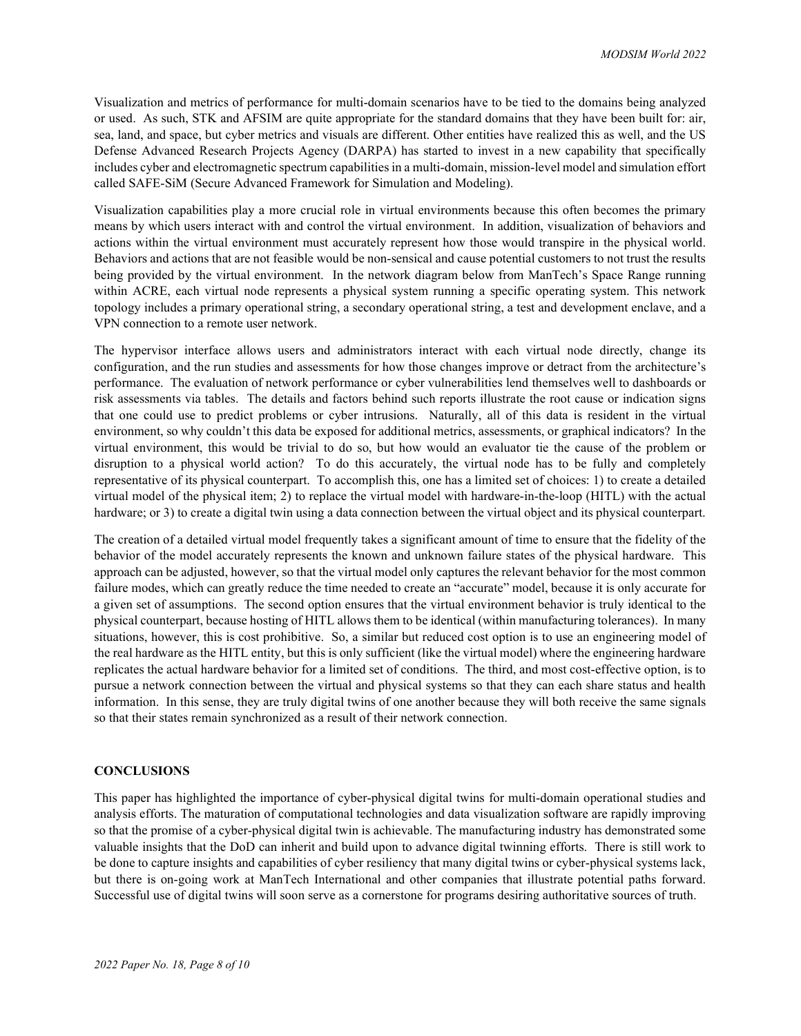Visualization and metrics of performance for multi-domain scenarios have to be tied to the domains being analyzed or used. As such, STK and AFSIM are quite appropriate for the standard domains that they have been built for: air, sea, land, and space, but cyber metrics and visuals are different. Other entities have realized this as well, and the US Defense Advanced Research Projects Agency (DARPA) has started to invest in a new capability that specifically includes cyber and electromagnetic spectrum capabilities in a multi-domain, mission-level model and simulation effort called SAFE-SiM (Secure Advanced Framework for Simulation and Modeling).

Visualization capabilities play a more crucial role in virtual environments because this often becomes the primary means by which users interact with and control the virtual environment. In addition, visualization of behaviors and actions within the virtual environment must accurately represent how those would transpire in the physical world. Behaviors and actions that are not feasible would be non-sensical and cause potential customers to not trust the results being provided by the virtual environment. In the network diagram below from ManTech's Space Range running within ACRE, each virtual node represents a physical system running a specific operating system. This network topology includes a primary operational string, a secondary operational string, a test and development enclave, and a VPN connection to a remote user network.

The hypervisor interface allows users and administrators interact with each virtual node directly, change its configuration, and the run studies and assessments for how those changes improve or detract from the architecture's performance. The evaluation of network performance or cyber vulnerabilities lend themselves well to dashboards or risk assessments via tables. The details and factors behind such reports illustrate the root cause or indication signs that one could use to predict problems or cyber intrusions. Naturally, all of this data is resident in the virtual environment, so why couldn't this data be exposed for additional metrics, assessments, or graphical indicators? In the virtual environment, this would be trivial to do so, but how would an evaluator tie the cause of the problem or disruption to a physical world action? To do this accurately, the virtual node has to be fully and completely representative of its physical counterpart. To accomplish this, one has a limited set of choices: 1) to create a detailed virtual model of the physical item; 2) to replace the virtual model with hardware-in-the-loop (HITL) with the actual hardware; or 3) to create a digital twin using a data connection between the virtual object and its physical counterpart.

The creation of a detailed virtual model frequently takes a significant amount of time to ensure that the fidelity of the behavior of the model accurately represents the known and unknown failure states of the physical hardware. This approach can be adjusted, however, so that the virtual model only captures the relevant behavior for the most common failure modes, which can greatly reduce the time needed to create an "accurate" model, because it is only accurate for a given set of assumptions. The second option ensures that the virtual environment behavior is truly identical to the physical counterpart, because hosting of HITL allows them to be identical (within manufacturing tolerances). In many situations, however, this is cost prohibitive. So, a similar but reduced cost option is to use an engineering model of the real hardware as the HITL entity, but this is only sufficient (like the virtual model) where the engineering hardware replicates the actual hardware behavior for a limited set of conditions. The third, and most cost-effective option, is to pursue a network connection between the virtual and physical systems so that they can each share status and health information. In this sense, they are truly digital twins of one another because they will both receive the same signals so that their states remain synchronized as a result of their network connection.

## CONCLUSIONS

This paper has highlighted the importance of cyber-physical digital twins for multi-domain operational studies and analysis efforts. The maturation of computational technologies and data visualization software are rapidly improving so that the promise of a cyber-physical digital twin is achievable. The manufacturing industry has demonstrated some valuable insights that the DoD can inherit and build upon to advance digital twinning efforts. There is still work to be done to capture insights and capabilities of cyber resiliency that many digital twins or cyber-physical systems lack, but there is on-going work at ManTech International and other companies that illustrate potential paths forward. Successful use of digital twins will soon serve as a cornerstone for programs desiring authoritative sources of truth.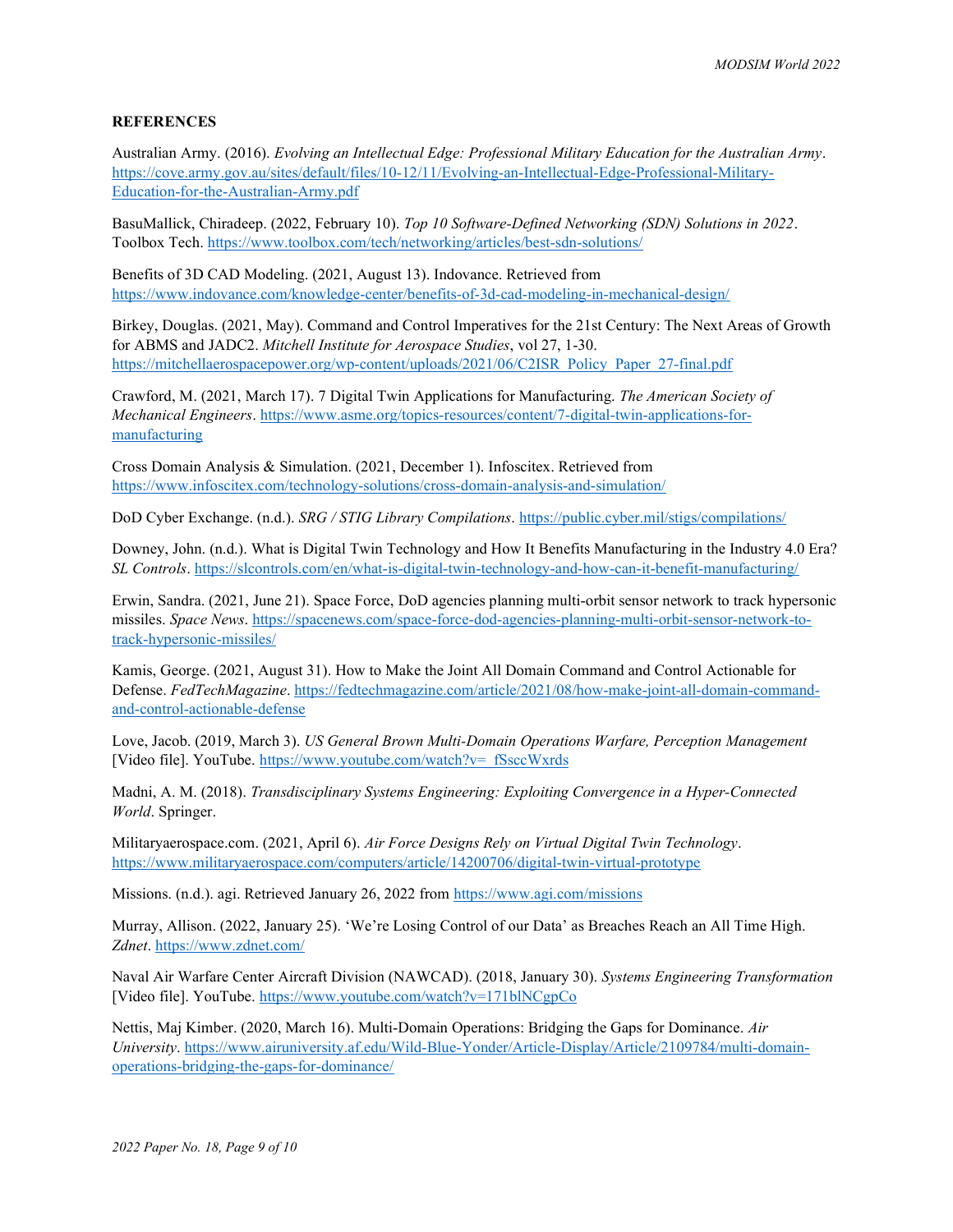## REFERENCES

Australian Army. (2016). *Evolving an Intellectual Edge: Professional Military Education for the Australian Army*. https://cove.army.gov.au/sites/default/files/10-12/11/Evolving-an-Intellectual-Edge-Professional-Military-Education-for-the-Australian-Army.pdf

BasuMallick, Chiradeep. (2022, February 10). *Top 10 Software-Defined Networking (SDN) Solutions in 2022*. Toolbox Tech. https://www.toolbox.com/tech/networking/articles/best-sdn-solutions/

Benefits of 3D CAD Modeling. (2021, August 13). Indovance. Retrieved from https://www.indovance.com/knowledge-center/benefits-of-3d-cad-modeling-in-mechanical-design/

Birkey, Douglas. (2021, May). Command and Control Imperatives for the 21st Century: The Next Areas of Growth for ABMS and JADC2. *Mitchell Institute for Aerospace Studies*, vol 27, 1-30. https://mitchellaerospacepower.org/wp-content/uploads/2021/06/C2ISR_Policy_Paper_27-final.pdf

Crawford, M. (2021, March 17). 7 Digital Twin Applications for Manufacturing. *The American Society of Mechanical Engineers*. https://www.asme.org/topics-resources/content/7-digital-twin-applications-for-manufacturing

Cross Domain Analysis & Simulation. (2021, December 1). Infoscitex. Retrieved from https://www.infoscitex.com/technology-solutions/cross-domain-analysis-and-simulation/

DoD Cyber Exchange. (n.d.). *SRG / STIG Library Compilations*. https://public.cyber.mil/stigs/compilations/

Downey, John. (n.d.). What is Digital Twin Technology and How It Benefits Manufacturing in the Industry 4.0 Era? *SL Controls*. https://slcontrols.com/en/what-is-digital-twin-technology-and-how-can-it-benefit-manufacturing/

Erwin, Sandra. (2021, June 21). Space Force, DoD agencies planning multi-orbit sensor network to track hypersonic missiles. *Space News*. https://spacenews.com/space-force-dod-agencies-planning-multi-orbit-sensor-network-to-track-hypersonic-missiles/

Kamis, George. (2021, August 31). How to Make the Joint All Domain Command and Control Actionable for Defense. *FedTechMagazine*. https://fedtechmagazine.com/article/2021/08/how-make-joint-all-domain-command-and-control-actionable-defense

Love, Jacob. (2019, March 3). *US General Brown Multi-Domain Operations Warfare, Perception Management* [Video file]. YouTube. https://www.youtube.com/watch?v=_fSsccWxrds

Madni, A. M. (2018). *Transdisciplinary Systems Engineering: Exploiting Convergence in a Hyper-Connected World*. Springer.

Militaryaerospace.com. (2021, April 6). *Air Force Designs Rely on Virtual Digital Twin Technology*. https://www.militaryaerospace.com/computers/article/14200706/digital-twin-virtual-prototype

Missions. (n.d.). agi. Retrieved January 26, 2022 from https://www.agi.com/missions

Murray, Allison. (2022, January 25). 'We're Losing Control of our Data' as Breaches Reach an All Time High. *Zdnet*. https://www.zdnet.com/

Naval Air Warfare Center Aircraft Division (NAWCAD). (2018, January 30). *Systems Engineering Transformation* [Video file]. YouTube. https://www.youtube.com/watch?v=171blNCgpCo

Nettis, Maj Kimber. (2020, March 16). Multi-Domain Operations: Bridging the Gaps for Dominance. *Air University*. https://www.airuniversity.af.edu/Wild-Blue-Yonder/Article-Display/Article/2109784/multi-domain-operations-bridging-the-gaps-for-dominance/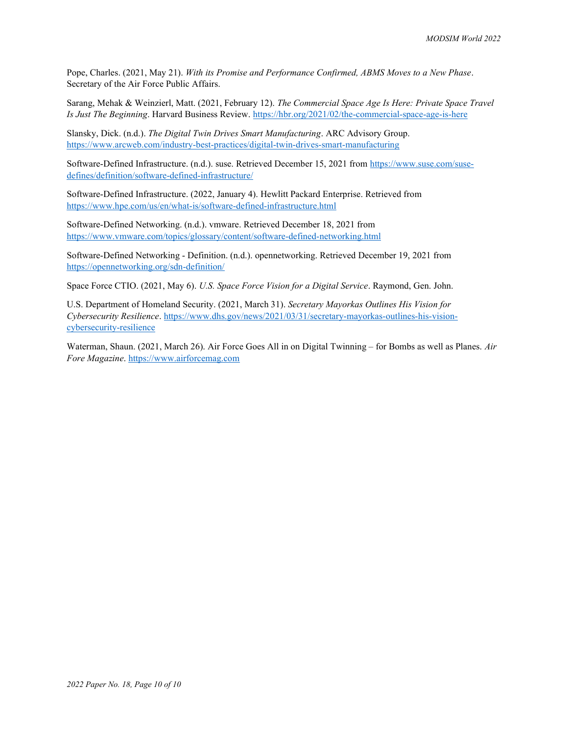Pope, Charles. (2021, May 21). *With its Promise and Performance Confirmed, ABMS Moves to a New Phase*. Secretary of the Air Force Public Affairs.

Sarang, Mehak & Weinzierl, Matt. (2021, February 12). *The Commercial Space Age Is Here: Private Space Travel Is Just The Beginning*. Harvard Business Review. https://hbr.org/2021/02/the-commercial-space-age-is-here

Slansky, Dick. (n.d.). *The Digital Twin Drives Smart Manufacturing*. ARC Advisory Group. https://www.arcweb.com/industry-best-practices/digital-twin-drives-smart-manufacturing

Software-Defined Infrastructure. (n.d.). suse. Retrieved December 15, 2021 from https://www.suse.com/suse-defines/definition/software-defined-infrastructure/

Software-Defined Infrastructure. (2022, January 4). Hewlitt Packard Enterprise. Retrieved from https://www.hpe.com/us/en/what-is/software-defined-infrastructure.html

Software-Defined Networking. (n.d.). vmware. Retrieved December 18, 2021 from https://www.vmware.com/topics/glossary/content/software-defined-networking.html

Software-Defined Networking - Definition. (n.d.). opennetworking. Retrieved December 19, 2021 from https://opennetworking.org/sdn-definition/

Space Force CTIO. (2021, May 6). *U.S. Space Force Vision for a Digital Service*. Raymond, Gen. John.

U.S. Department of Homeland Security. (2021, March 31). *Secretary Mayorkas Outlines His Vision for Cybersecurity Resilience*. https://www.dhs.gov/news/2021/03/31/secretary-mayorkas-outlines-his-vision-cybersecurity-resilience

Waterman, Shaun. (2021, March 26). Air Force Goes All in on Digital Twinning – for Bombs as well as Planes. *Air Fore Magazine*. https://www.airforcemag.com